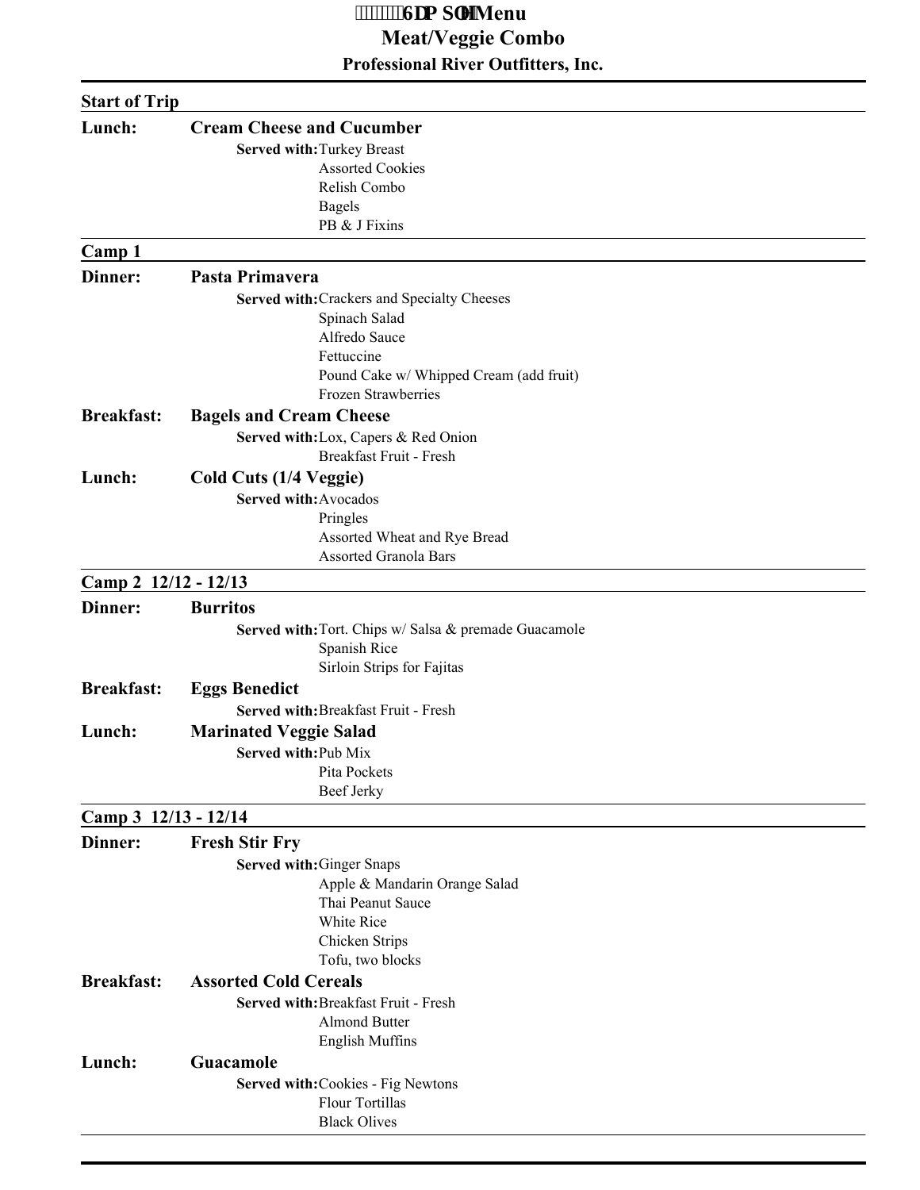# Sample Menu

## Meat/Veggie Combo

### Professional River Outfitters, Inc.

---

**Start of Trip**

**Lunch:** **Cream Cheese and Cucumber**

**Served with:** Turkey Breast
Assorted Cookies
Relish Combo
Bagels
PB & J Fixins

---

**Camp 1**

**Dinner:** **Pasta Primavera**

**Served with:** Crackers and Specialty Cheeses
Spinach Salad
Alfredo Sauce
Fettuccine
Pound Cake w/ Whipped Cream (add fruit)
Frozen Strawberries

**Breakfast:** **Bagels and Cream Cheese**

**Served with:** Lox, Capers & Red Onion
Breakfast Fruit - Fresh

**Lunch:** **Cold Cuts (1/4 Veggie)**

**Served with:** Avocados
Pringles
Assorted Wheat and Rye Bread
Assorted Granola Bars

---

**Camp 2 12/12 - 12/13**

**Dinner:** **Burritos**

**Served with:** Tort. Chips w/ Salsa & premade Guacamole
Spanish Rice
Sirloin Strips for Fajitas

**Breakfast:** **Eggs Benedict**

**Served with:** Breakfast Fruit - Fresh

**Lunch:** **Marinated Veggie Salad**

**Served with:** Pub Mix
Pita Pockets
Beef Jerky

---

**Camp 3 12/13 - 12/14**

**Dinner:** **Fresh Stir Fry**

**Served with:** Ginger Snaps
Apple & Mandarin Orange Salad
Thai Peanut Sauce
White Rice
Chicken Strips
Tofu, two blocks

**Breakfast:** **Assorted Cold Cereals**

**Served with:** Breakfast Fruit - Fresh
Almond Butter
English Muffins

**Lunch:** **Guacamole**

**Served with:** Cookies - Fig Newtons
Flour Tortillas
Black Olives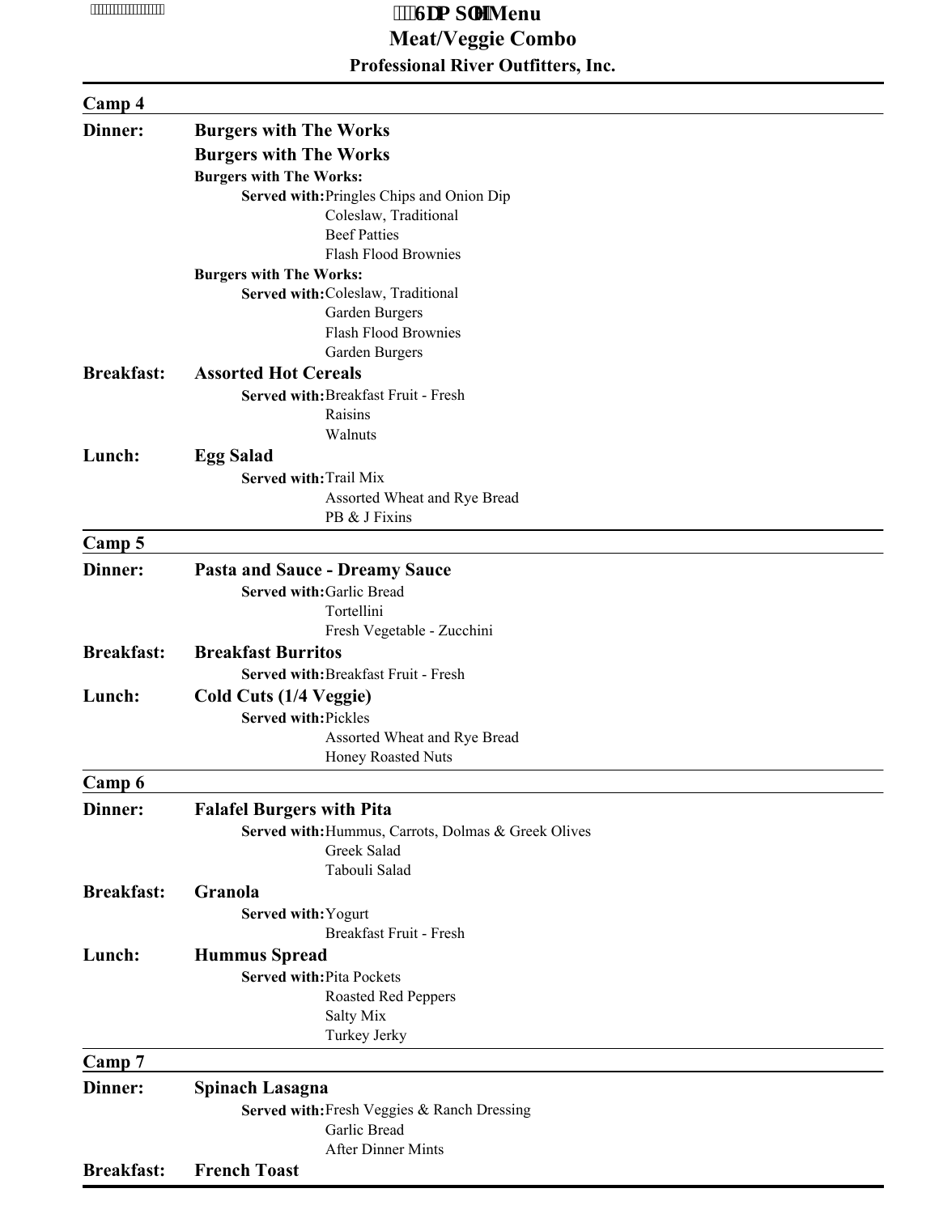# Sample Menu
## Meat/Veggie Combo
### Professional River Outfitters, Inc.

---

**Camp 4**

**Dinner:** **Burgers with The Works**

**Burgers with The Works**

**Burgers with The Works:**

- **Served with:** Pringles Chips and Onion Dip
- Coleslaw, Traditional
- Beef Patties
- Flash Flood Brownies

**Burgers with The Works:**

- **Served with:** Coleslaw, Traditional
- Garden Burgers
- Flash Flood Brownies
- Garden Burgers

**Breakfast:** **Assorted Hot Cereals**

- **Served with:** Breakfast Fruit - Fresh
- Raisins
- Walnuts

**Lunch:** **Egg Salad**

- **Served with:** Trail Mix
- Assorted Wheat and Rye Bread
- PB & J Fixins

---

**Camp 5**

**Dinner:** **Pasta and Sauce - Dreamy Sauce**

- **Served with:** Garlic Bread
- Tortellini
- Fresh Vegetable - Zucchini

**Breakfast:** **Breakfast Burritos**

- **Served with:** Breakfast Fruit - Fresh

**Lunch:** **Cold Cuts (1/4 Veggie)**

- **Served with:** Pickles
- Assorted Wheat and Rye Bread
- Honey Roasted Nuts

---

**Camp 6**

**Dinner:** **Falafel Burgers with Pita**

- **Served with:** Hummus, Carrots, Dolmas & Greek Olives
- Greek Salad
- Tabouli Salad

**Breakfast:** **Granola**

- **Served with:** Yogurt
- Breakfast Fruit - Fresh

**Lunch:** **Hummus Spread**

- **Served with:** Pita Pockets
- Roasted Red Peppers
- Salty Mix
- Turkey Jerky

---

**Camp 7**

**Dinner:** **Spinach Lasagna**

- **Served with:** Fresh Veggies & Ranch Dressing
- Garlic Bread
- After Dinner Mints

**Breakfast:** **French Toast**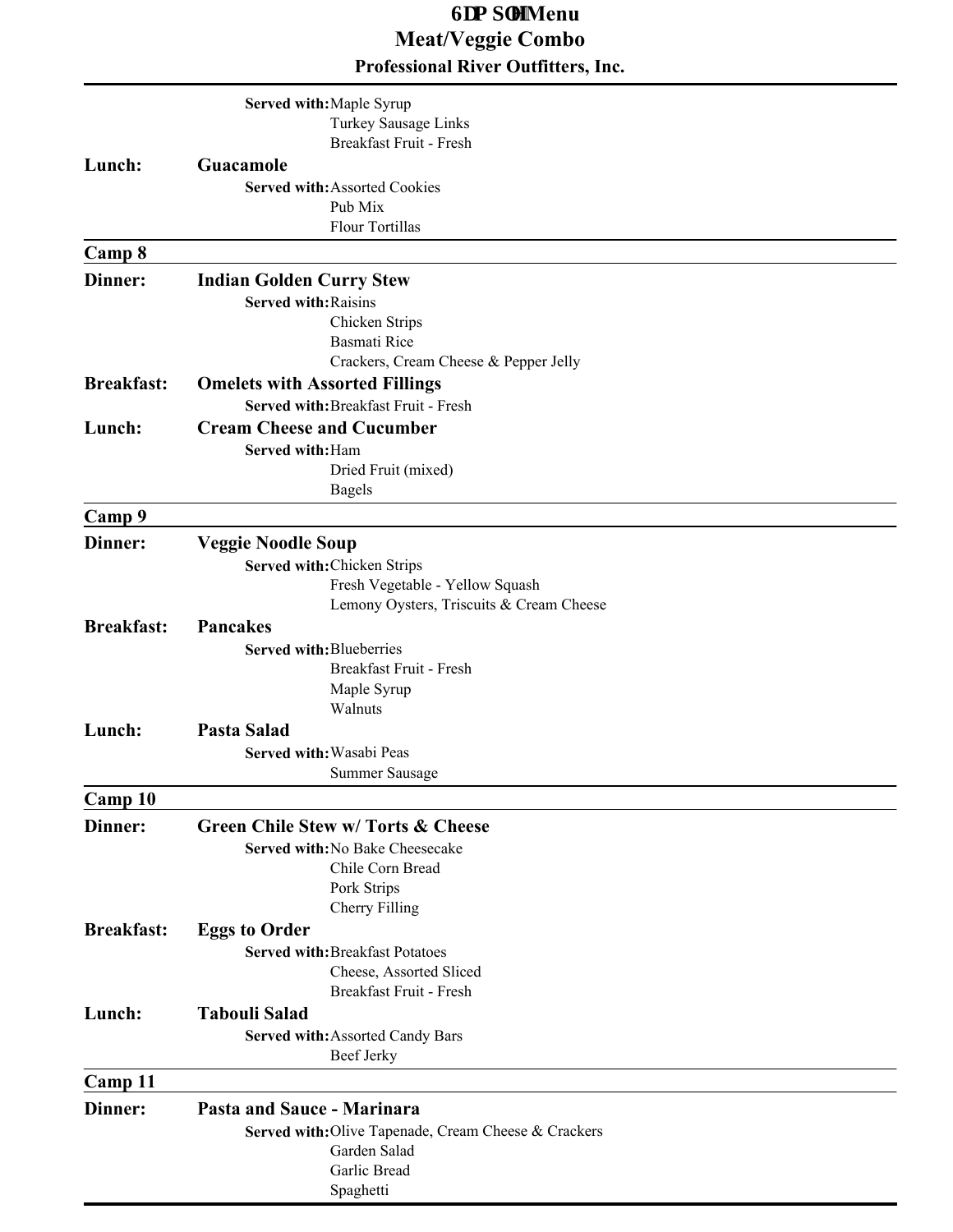**Served with:** Maple Syrup
Turkey Sausage Links
Breakfast Fruit - Fresh

**Lunch:** **Guacamole**

**Served with:** Assorted Cookies
Pub Mix
Flour Tortillas

## Camp 8

**Dinner:** **Indian Golden Curry Stew**

**Served with:** Raisins
Chicken Strips
Basmati Rice
Crackers, Cream Cheese & Pepper Jelly

**Breakfast:** **Omelets with Assorted Fillings**

**Served with:** Breakfast Fruit - Fresh

**Lunch:** **Cream Cheese and Cucumber**

**Served with:** Ham
Dried Fruit (mixed)
Bagels

## Camp 9

**Dinner:** **Veggie Noodle Soup**

**Served with:** Chicken Strips
Fresh Vegetable - Yellow Squash
Lemony Oysters, Triscuits & Cream Cheese

**Breakfast:** **Pancakes**

**Served with:** Blueberries
Breakfast Fruit - Fresh
Maple Syrup
Walnuts

**Lunch:** **Pasta Salad**

**Served with:** Wasabi Peas
Summer Sausage

## Camp 10

**Dinner:** **Green Chile Stew w/ Torts & Cheese**

**Served with:** No Bake Cheesecake
Chile Corn Bread
Pork Strips
Cherry Filling

**Breakfast:** **Eggs to Order**

**Served with:** Breakfast Potatoes
Cheese, Assorted Sliced
Breakfast Fruit - Fresh

**Lunch:** **Tabouli Salad**

**Served with:** Assorted Candy Bars
Beef Jerky

## Camp 11

**Dinner:** **Pasta and Sauce - Marinara**

**Served with:** Olive Tapenade, Cream Cheese & Crackers
Garden Salad
Garlic Bread
Spaghetti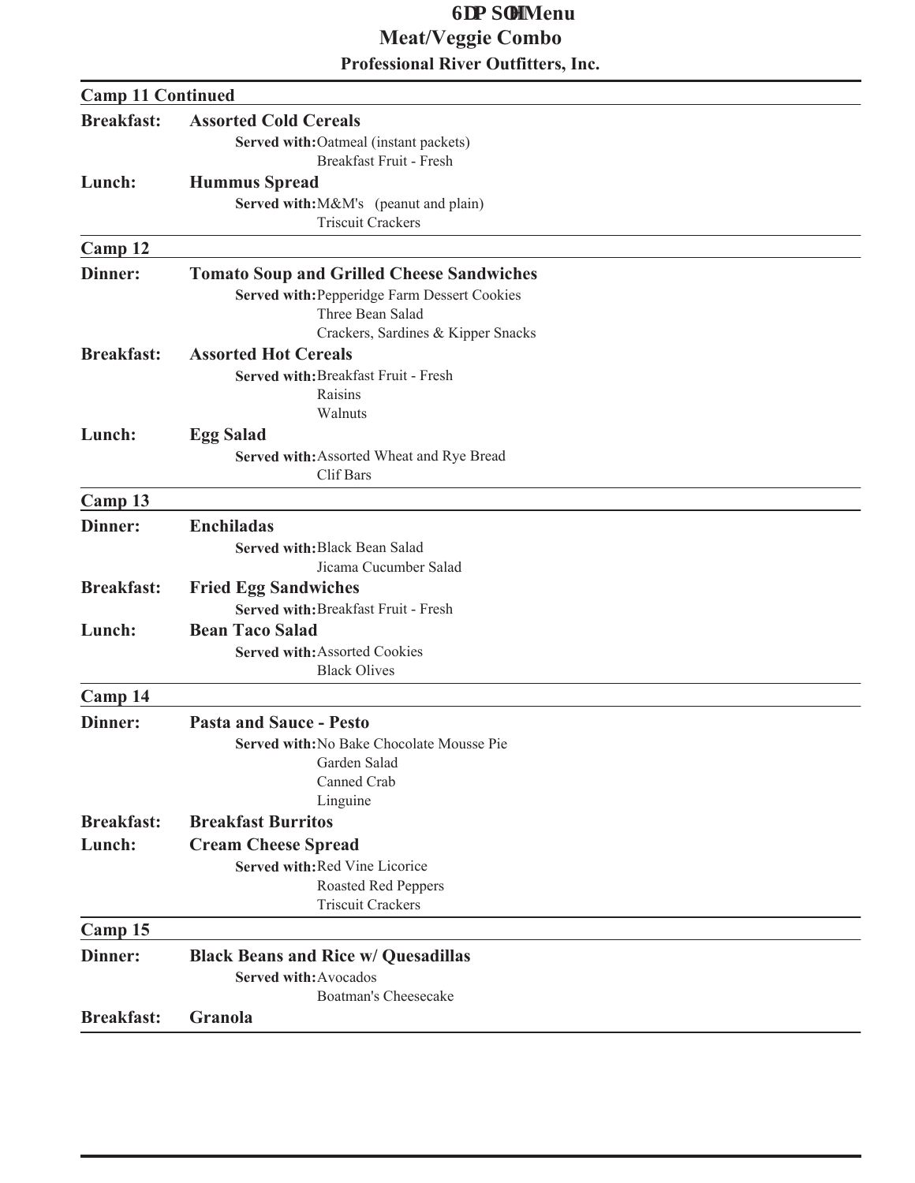## Camp 11 Continued

**Breakfast:** **Assorted Cold Cereals**
- **Served with:** Oatmeal (instant packets)
- Breakfast Fruit - Fresh

**Lunch:** **Hummus Spread**
- **Served with:** M&M's (peanut and plain)
- Triscuit Crackers

## Camp 12

**Dinner:** **Tomato Soup and Grilled Cheese Sandwiches**
- **Served with:** Pepperidge Farm Dessert Cookies
- Three Bean Salad
- Crackers, Sardines & Kipper Snacks

**Breakfast:** **Assorted Hot Cereals**
- **Served with:** Breakfast Fruit - Fresh
- Raisins
- Walnuts

**Lunch:** **Egg Salad**
- **Served with:** Assorted Wheat and Rye Bread
- Clif Bars

## Camp 13

**Dinner:** **Enchiladas**
- **Served with:** Black Bean Salad
- Jicama Cucumber Salad

**Breakfast:** **Fried Egg Sandwiches**
- **Served with:** Breakfast Fruit - Fresh

**Lunch:** **Bean Taco Salad**
- **Served with:** Assorted Cookies
- Black Olives

## Camp 14

**Dinner:** **Pasta and Sauce - Pesto**
- **Served with:** No Bake Chocolate Mousse Pie
- Garden Salad
- Canned Crab
- Linguine

**Breakfast:** **Breakfast Burritos**

**Lunch:** **Cream Cheese Spread**
- **Served with:** Red Vine Licorice
- Roasted Red Peppers
- Triscuit Crackers

## Camp 15

**Dinner:** **Black Beans and Rice w/ Quesadillas**
- **Served with:** Avocados
- Boatman's Cheesecake

**Breakfast:** **Granola**